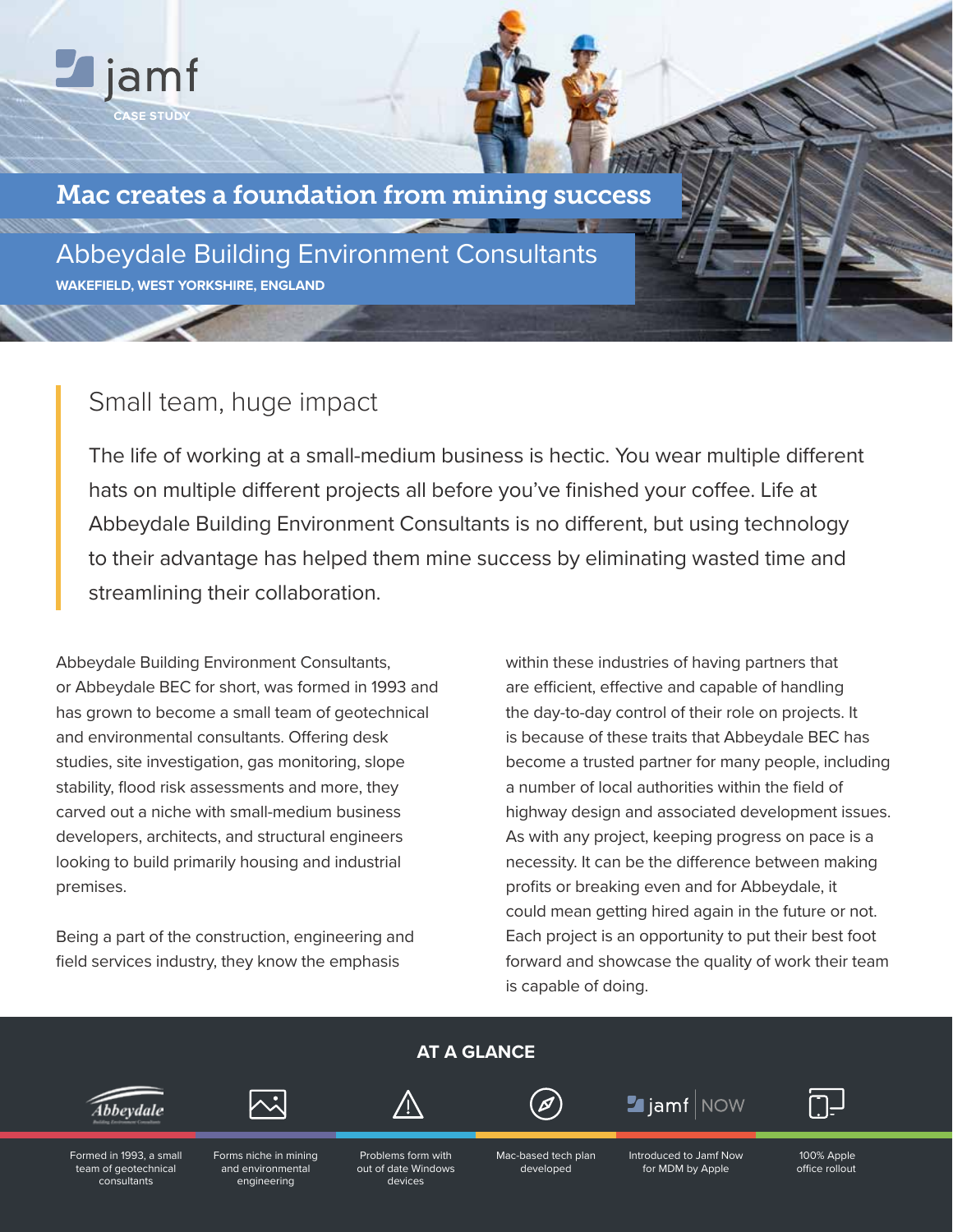jamf

CASE STUDY

# Mac creates a foundation from mining success

## Abbeydale Building Environment Consultants

**WAKEFIELD, WEST YORKSHIRE, ENGLAND**

### Small team, huge impact

The life of working at a small-medium business is hectic. You wear multiple different hats on multiple different projects all before you've finished your coffee. Life at Abbeydale Building Environment Consultants is no different, but using technology to their advantage has helped them mine success by eliminating wasted time and streamlining their collaboration.

Abbeydale Building Environment Consultants, or Abbeydale BEC for short, was formed in 1993 and has grown to become a small team of geotechnical and environmental consultants. Offering desk studies, site investigation, gas monitoring, slope stability, flood risk assessments and more, they carved out a niche with small-medium business developers, architects, and structural engineers looking to build primarily housing and industrial premises.

Being a part of the construction, engineering and field services industry, they know the emphasis within these industries of having partners that are efficient, effective and capable of handling the day-to-day control of their role on projects. It is because of these traits that Abbeydale BEC has become a trusted partner for many people, including a number of local authorities within the field of highway design and associated development issues. As with any project, keeping progress on pace is a necessity. It can be the difference between making profits or breaking even and for Abbeydale, it could mean getting hired again in the future or not. Each project is an opportunity to put their best foot forward and showcase the quality of work their team is capable of doing.

### AT A GLANCE

- Formed in 1993, a small team of geotechnical consultants
- Forms niche in mining and environmental engineering
- Problems form with out of date Windows devices
- Mac-based tech plan developed
- Introduced to Jamf Now for MDM by Apple
- 100% Apple office rollout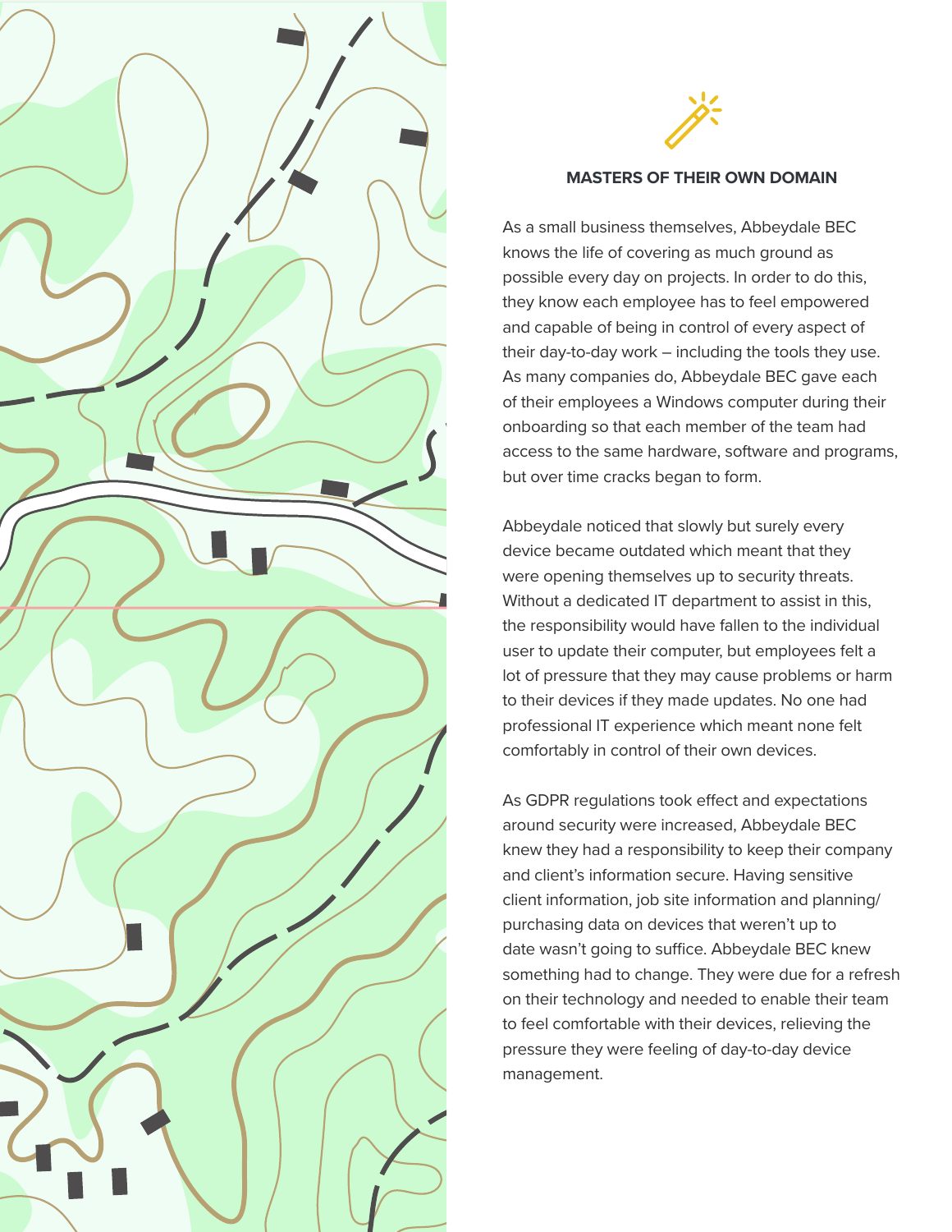## MASTERS OF THEIR OWN DOMAIN

As a small business themselves, Abbeydale BEC knows the life of covering as much ground as possible every day on projects. In order to do this, they know each employee has to feel empowered and capable of being in control of every aspect of their day-to-day work – including the tools they use. As many companies do, Abbeydale BEC gave each of their employees a Windows computer during their onboarding so that each member of the team had access to the same hardware, software and programs, but over time cracks began to form.

Abbeydale noticed that slowly but surely every device became outdated which meant that they were opening themselves up to security threats. Without a dedicated IT department to assist in this, the responsibility would have fallen to the individual user to update their computer, but employees felt a lot of pressure that they may cause problems or harm to their devices if they made updates. No one had professional IT experience which meant none felt comfortably in control of their own devices.

As GDPR regulations took effect and expectations around security were increased, Abbeydale BEC knew they had a responsibility to keep their company and client's information secure. Having sensitive client information, job site information and planning/purchasing data on devices that weren't up to date wasn't going to suffice. Abbeydale BEC knew something had to change. They were due for a refresh on their technology and needed to enable their team to feel comfortable with their devices, relieving the pressure they were feeling of day-to-day device management.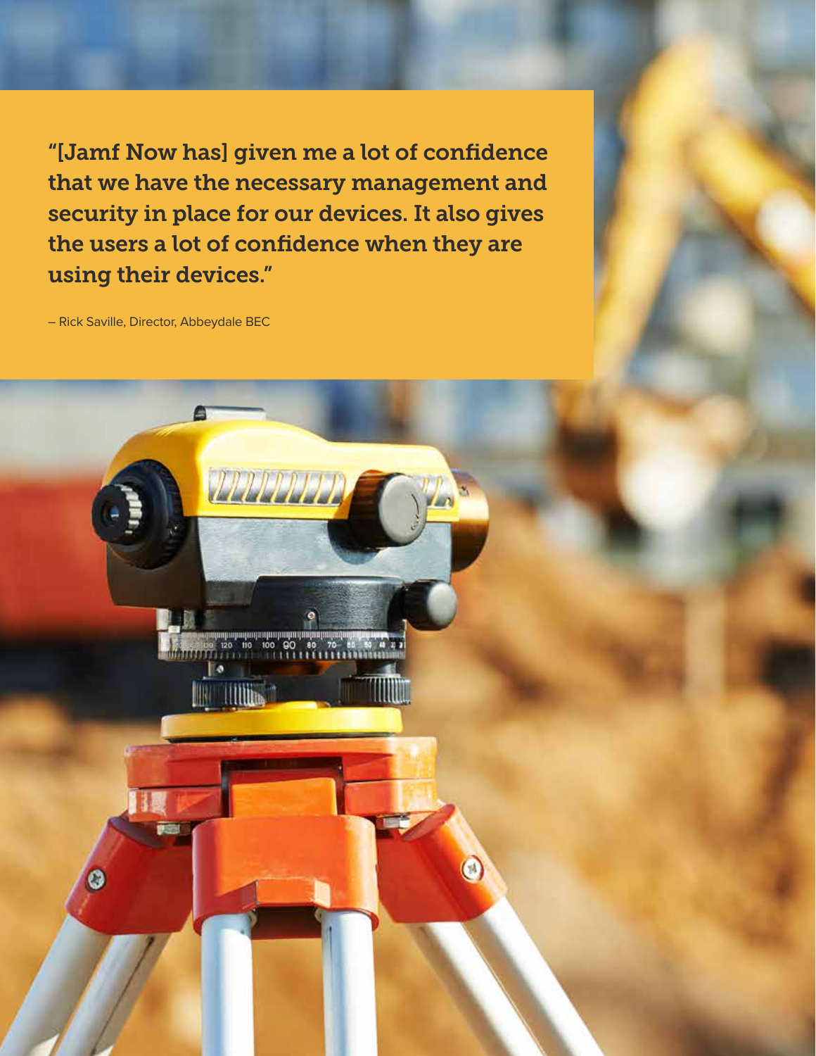"[Jamf Now has] given me a lot of confidence that we have the necessary management and security in place for our devices. It also gives the users a lot of confidence when they are using their devices."

– Rick Saville, Director, Abbeydale BEC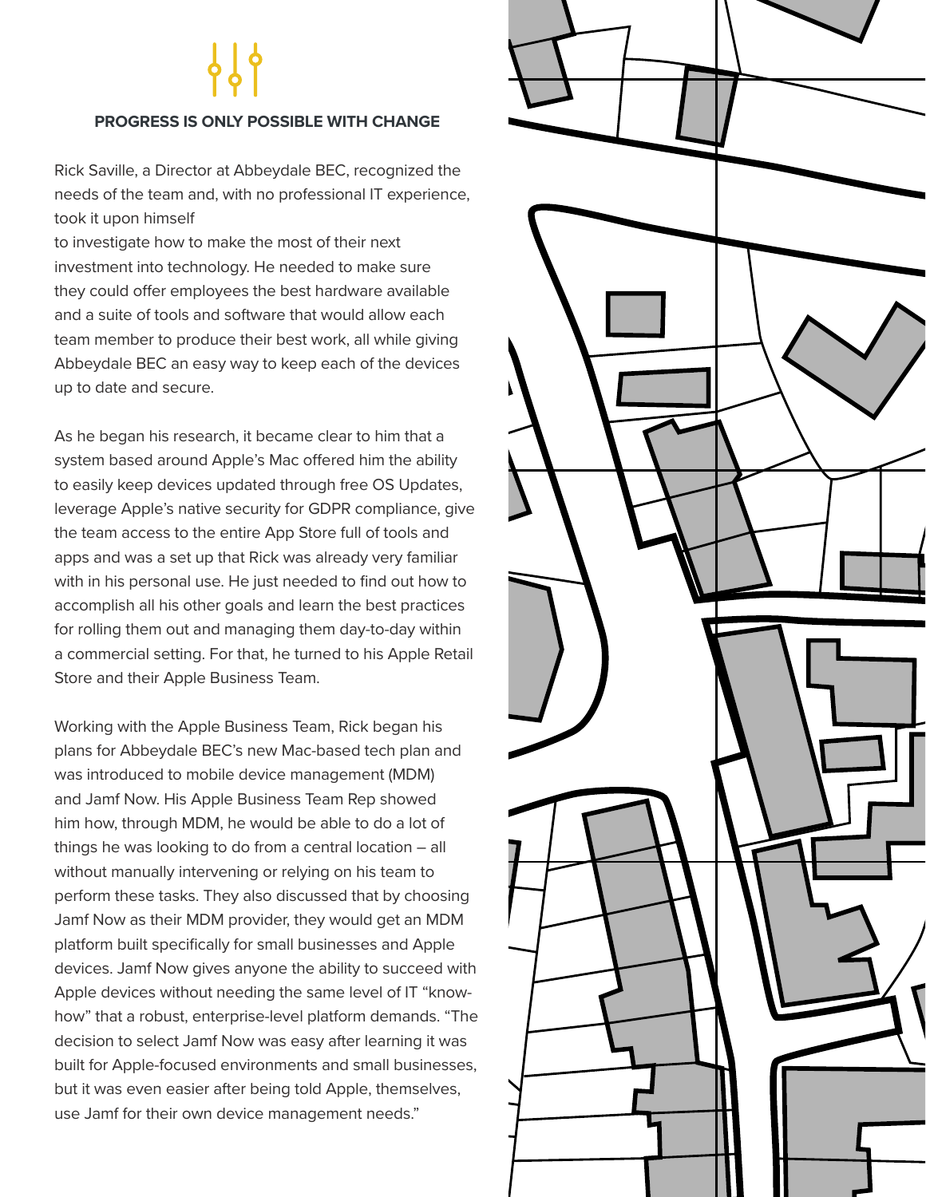## PROGRESS IS ONLY POSSIBLE WITH CHANGE

Rick Saville, a Director at Abbeydale BEC, recognized the needs of the team and, with no professional IT experience, took it upon himself to investigate how to make the most of their next investment into technology. He needed to make sure they could offer employees the best hardware available and a suite of tools and software that would allow each team member to produce their best work, all while giving Abbeydale BEC an easy way to keep each of the devices up to date and secure.

As he began his research, it became clear to him that a system based around Apple's Mac offered him the ability to easily keep devices updated through free OS Updates, leverage Apple's native security for GDPR compliance, give the team access to the entire App Store full of tools and apps and was a set up that Rick was already very familiar with in his personal use. He just needed to find out how to accomplish all his other goals and learn the best practices for rolling them out and managing them day-to-day within a commercial setting. For that, he turned to his Apple Retail Store and their Apple Business Team.

Working with the Apple Business Team, Rick began his plans for Abbeydale BEC's new Mac-based tech plan and was introduced to mobile device management (MDM) and Jamf Now. His Apple Business Team Rep showed him how, through MDM, he would be able to do a lot of things he was looking to do from a central location – all without manually intervening or relying on his team to perform these tasks. They also discussed that by choosing Jamf Now as their MDM provider, they would get an MDM platform built specifically for small businesses and Apple devices. Jamf Now gives anyone the ability to succeed with Apple devices without needing the same level of IT "know-how" that a robust, enterprise-level platform demands. "The decision to select Jamf Now was easy after learning it was built for Apple-focused environments and small businesses, but it was even easier after being told Apple, themselves, use Jamf for their own device management needs."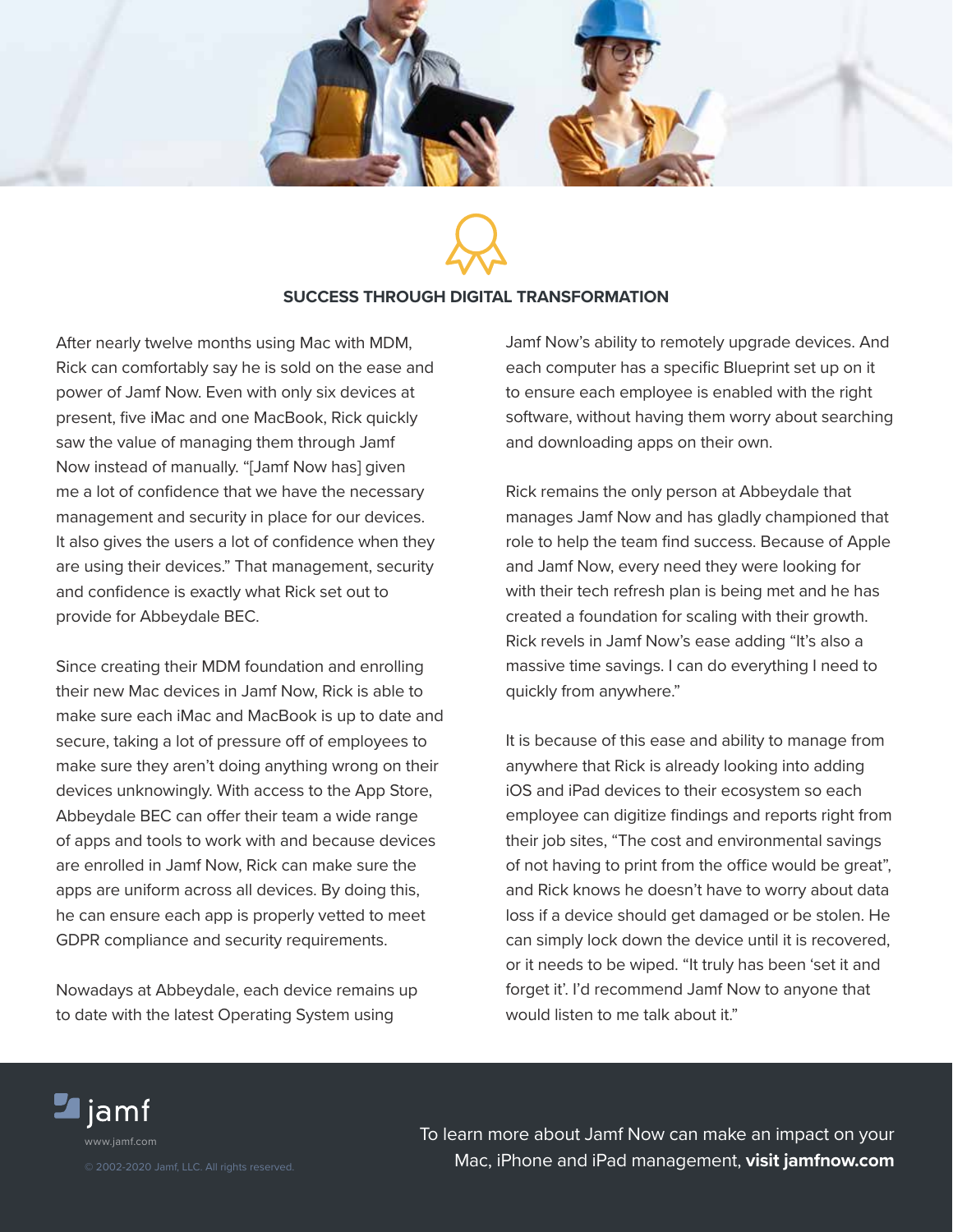## SUCCESS THROUGH DIGITAL TRANSFORMATION

After nearly twelve months using Mac with MDM, Rick can comfortably say he is sold on the ease and power of Jamf Now. Even with only six devices at present, five iMac and one MacBook, Rick quickly saw the value of managing them through Jamf Now instead of manually. "[Jamf Now has] given me a lot of confidence that we have the necessary management and security in place for our devices. It also gives the users a lot of confidence when they are using their devices." That management, security and confidence is exactly what Rick set out to provide for Abbeydale BEC.

Since creating their MDM foundation and enrolling their new Mac devices in Jamf Now, Rick is able to make sure each iMac and MacBook is up to date and secure, taking a lot of pressure off of employees to make sure they aren't doing anything wrong on their devices unknowingly. With access to the App Store, Abbeydale BEC can offer their team a wide range of apps and tools to work with and because devices are enrolled in Jamf Now, Rick can make sure the apps are uniform across all devices. By doing this, he can ensure each app is properly vetted to meet GDPR compliance and security requirements.

Nowadays at Abbeydale, each device remains up to date with the latest Operating System using Jamf Now's ability to remotely upgrade devices. And each computer has a specific Blueprint set up on it to ensure each employee is enabled with the right software, without having them worry about searching and downloading apps on their own.

Rick remains the only person at Abbeydale that manages Jamf Now and has gladly championed that role to help the team find success. Because of Apple and Jamf Now, every need they were looking for with their tech refresh plan is being met and he has created a foundation for scaling with their growth. Rick revels in Jamf Now's ease adding "It's also a massive time savings. I can do everything I need to quickly from anywhere."

It is because of this ease and ability to manage from anywhere that Rick is already looking into adding iOS and iPad devices to their ecosystem so each employee can digitize findings and reports right from their job sites, "The cost and environmental savings of not having to print from the office would be great", and Rick knows he doesn't have to worry about data loss if a device should get damaged or be stolen. He can simply lock down the device until it is recovered, or it needs to be wiped. "It truly has been 'set it and forget it'. I'd recommend Jamf Now to anyone that would listen to me talk about it."

jamf

www.jamf.com

© 2002-2020 Jamf, LLC. All rights reserved.

To learn more about Jamf Now can make an impact on your Mac, iPhone and iPad management, **visit jamfnow.com**